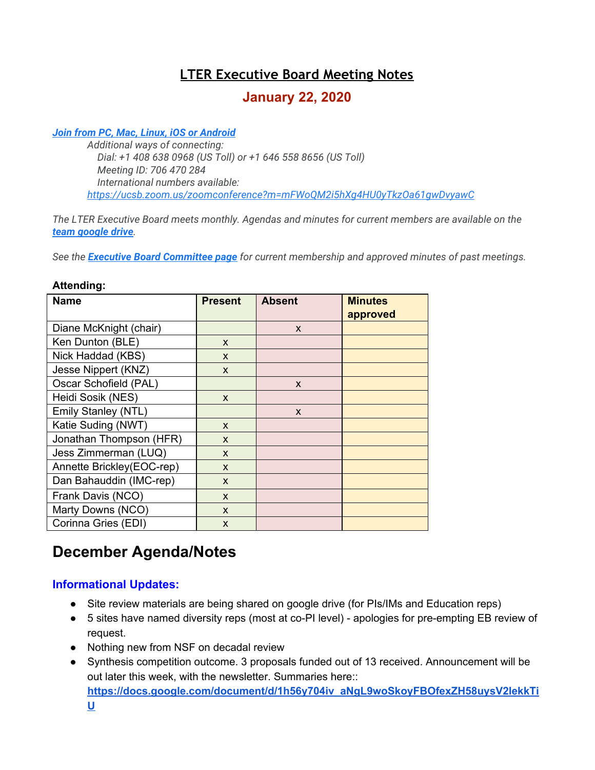# LTER Executive Board Meeting Notes

## January 22, 2020

***Join from PC, Mac, Linux, iOS or Android***

*Additional ways of connecting:*
*Dial: +1 408 638 0968 (US Toll) or +1 646 558 8656 (US Toll)*
*Meeting ID: 706 470 284*
*International numbers available:*
*https://ucsb.zoom.us/zoomconference?m=mFWoQM2i5hXg4HU0yTkzOa61gwDvyawC*

*The LTER Executive Board meets monthly. Agendas and minutes for current members are available on the **team google drive**.*

*See the **Executive Board Committee page** for current membership and approved minutes of past meetings.*

**Attending:**

| Name | Present | Absent | Minutes approved |
|---|---|---|---|
| Diane McKnight (chair) | | x | |
| Ken Dunton (BLE) | x | | |
| Nick Haddad (KBS) | x | | |
| Jesse Nippert (KNZ) | x | | |
| Oscar Schofield (PAL) | | x | |
| Heidi Sosik (NES) | x | | |
| Emily Stanley (NTL) | | x | |
| Katie Suding (NWT) | x | | |
| Jonathan Thompson (HFR) | x | | |
| Jess Zimmerman (LUQ) | x | | |
| Annette Brickley(EOC-rep) | x | | |
| Dan Bahauddin (IMC-rep) | x | | |
| Frank Davis (NCO) | x | | |
| Marty Downs (NCO) | x | | |
| Corinna Gries (EDI) | x | | |

# December Agenda/Notes

### Informational Updates:

- Site review materials are being shared on google drive (for PIs/IMs and Education reps)
- 5 sites have named diversity reps (most at co-PI level) - apologies for pre-empting EB review of request.
- Nothing new from NSF on decadal review
- Synthesis competition outcome. 3 proposals funded out of 13 received. Announcement will be out later this week, with the newsletter. Summaries here:: **https://docs.google.com/document/d/1h56y704iv_aNgL9woSkoyFBOfexZH58uysV2lekkTiU**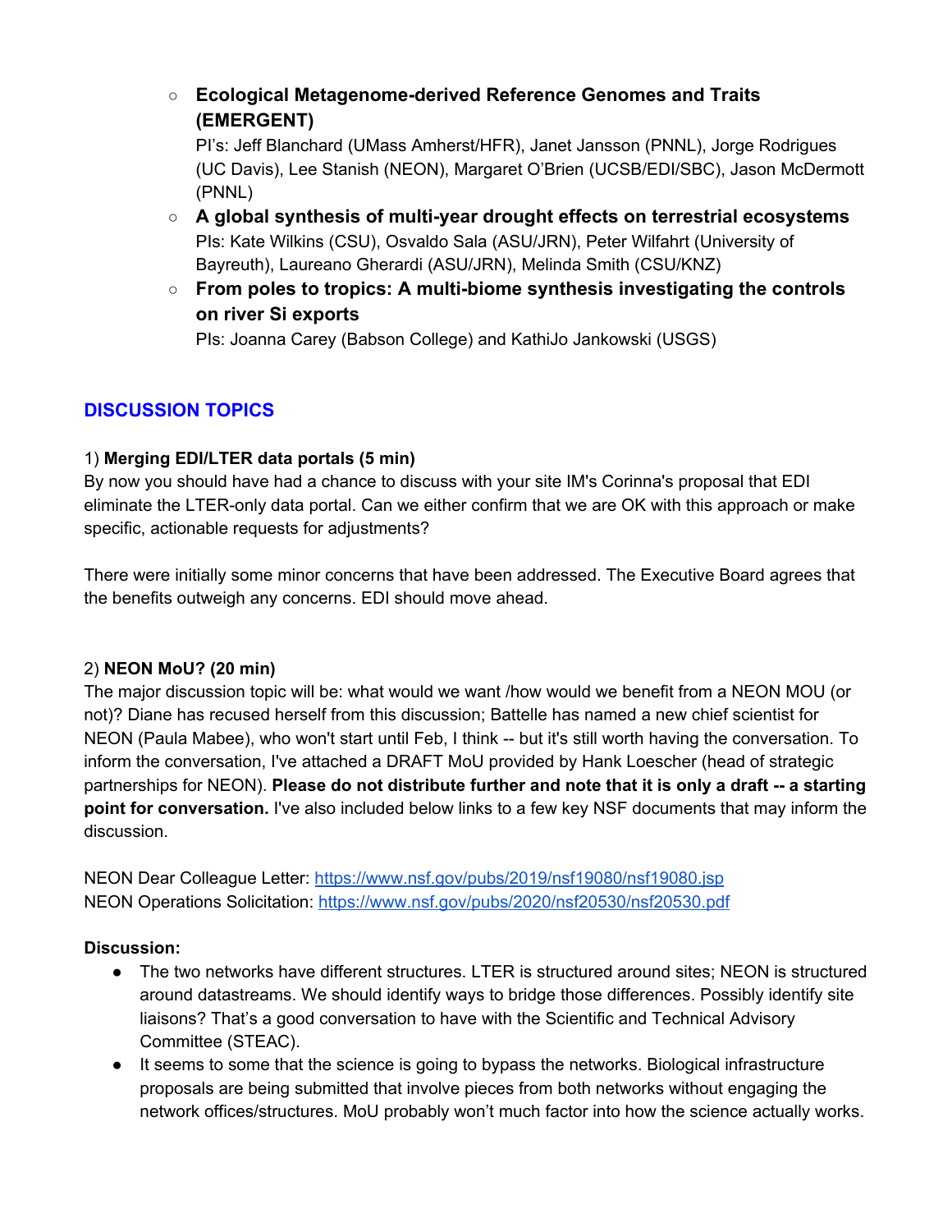- **Ecological Metagenome-derived Reference Genomes and Traits (EMERGENT)**
  PI's: Jeff Blanchard (UMass Amherst/HFR), Janet Jansson (PNNL), Jorge Rodrigues (UC Davis), Lee Stanish (NEON), Margaret O'Brien (UCSB/EDI/SBC), Jason McDermott (PNNL)
- **A global synthesis of multi-year drought effects on terrestrial ecosystems**
  PIs: Kate Wilkins (CSU), Osvaldo Sala (ASU/JRN), Peter Wilfahrt (University of Bayreuth), Laureano Gherardi (ASU/JRN), Melinda Smith (CSU/KNZ)
- **From poles to tropics: A multi-biome synthesis investigating the controls on river Si exports**
  PIs: Joanna Carey (Babson College) and KathiJo Jankowski (USGS)

## DISCUSSION TOPICS

1) **Merging EDI/LTER data portals (5 min)**
By now you should have had a chance to discuss with your site IM's Corinna's proposal that EDI eliminate the LTER-only data portal. Can we either confirm that we are OK with this approach or make specific, actionable requests for adjustments?

There were initially some minor concerns that have been addressed. The Executive Board agrees that the benefits outweigh any concerns. EDI should move ahead.

2) **NEON MoU? (20 min)**
The major discussion topic will be: what would we want /how would we benefit from a NEON MOU (or not)? Diane has recused herself from this discussion; Battelle has named a new chief scientist for NEON (Paula Mabee), who won't start until Feb, I think -- but it's still worth having the conversation. To inform the conversation, I've attached a DRAFT MoU provided by Hank Loescher (head of strategic partnerships for NEON). **Please do not distribute further and note that it is only a draft -- a starting point for conversation.** I've also included below links to a few key NSF documents that may inform the discussion.

NEON Dear Colleague Letter: https://www.nsf.gov/pubs/2019/nsf19080/nsf19080.jsp
NEON Operations Solicitation: https://www.nsf.gov/pubs/2020/nsf20530/nsf20530.pdf

**Discussion:**

- The two networks have different structures. LTER is structured around sites; NEON is structured around datastreams. We should identify ways to bridge those differences. Possibly identify site liaisons? That's a good conversation to have with the Scientific and Technical Advisory Committee (STEAC).
- It seems to some that the science is going to bypass the networks. Biological infrastructure proposals are being submitted that involve pieces from both networks without engaging the network offices/structures. MoU probably won't much factor into how the science actually works.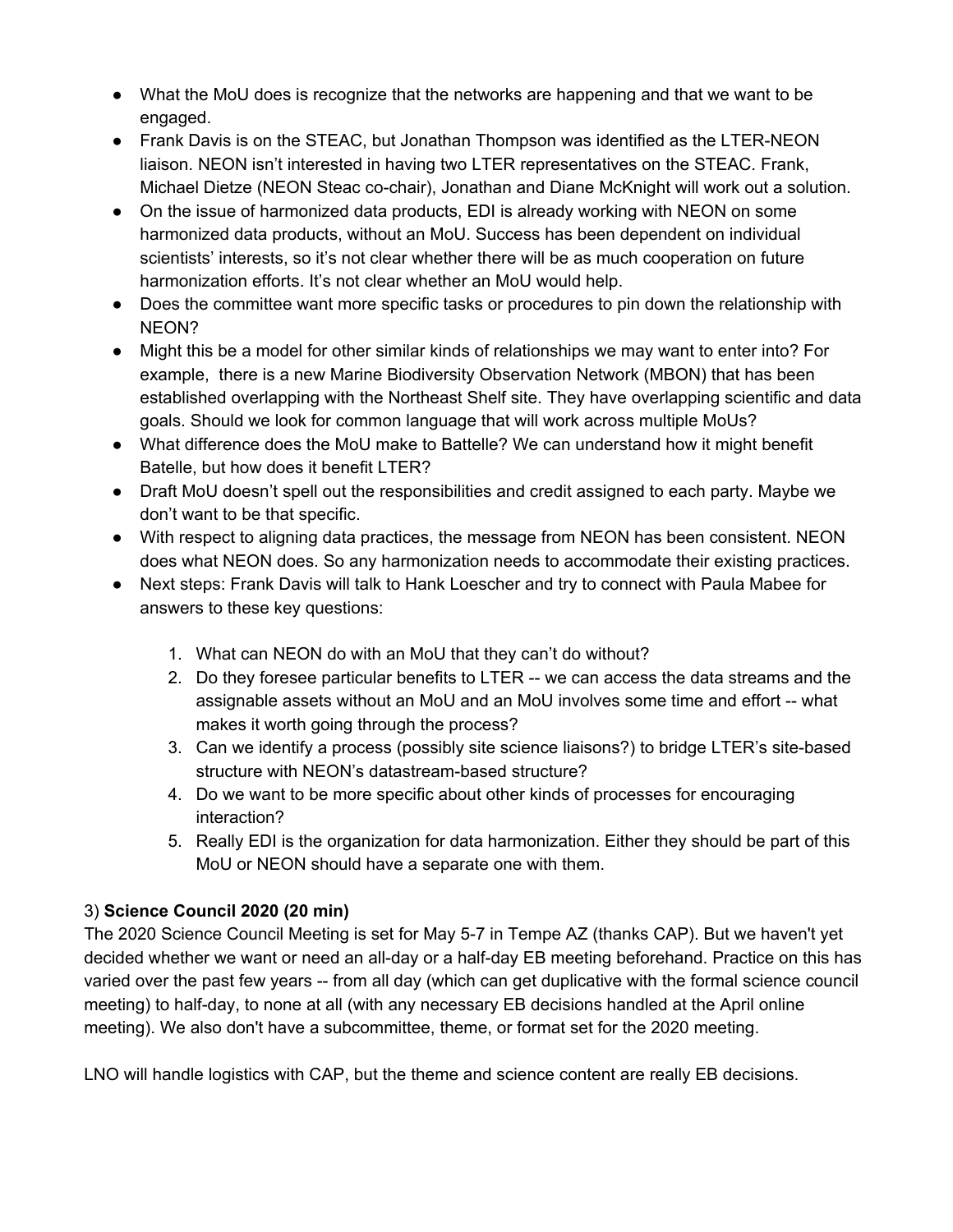- What the MoU does is recognize that the networks are happening and that we want to be engaged.
- Frank Davis is on the STEAC, but Jonathan Thompson was identified as the LTER-NEON liaison. NEON isn't interested in having two LTER representatives on the STEAC. Frank, Michael Dietze (NEON Steac co-chair), Jonathan and Diane McKnight will work out a solution.
- On the issue of harmonized data products, EDI is already working with NEON on some harmonized data products, without an MoU. Success has been dependent on individual scientists' interests, so it's not clear whether there will be as much cooperation on future harmonization efforts. It's not clear whether an MoU would help.
- Does the committee want more specific tasks or procedures to pin down the relationship with NEON?
- Might this be a model for other similar kinds of relationships we may want to enter into? For example, there is a new Marine Biodiversity Observation Network (MBON) that has been established overlapping with the Northeast Shelf site. They have overlapping scientific and data goals. Should we look for common language that will work across multiple MoUs?
- What difference does the MoU make to Battelle? We can understand how it might benefit Batelle, but how does it benefit LTER?
- Draft MoU doesn't spell out the responsibilities and credit assigned to each party. Maybe we don't want to be that specific.
- With respect to aligning data practices, the message from NEON has been consistent. NEON does what NEON does. So any harmonization needs to accommodate their existing practices.
- Next steps: Frank Davis will talk to Hank Loescher and try to connect with Paula Mabee for answers to these key questions:
    1. What can NEON do with an MoU that they can't do without?
    2. Do they foresee particular benefits to LTER -- we can access the data streams and the assignable assets without an MoU and an MoU involves some time and effort -- what makes it worth going through the process?
    3. Can we identify a process (possibly site science liaisons?) to bridge LTER's site-based structure with NEON's datastream-based structure?
    4. Do we want to be more specific about other kinds of processes for encouraging interaction?
    5. Really EDI is the organization for data harmonization. Either they should be part of this MoU or NEON should have a separate one with them.

3) **Science Council 2020 (20 min)**

The 2020 Science Council Meeting is set for May 5-7 in Tempe AZ (thanks CAP). But we haven't yet decided whether we want or need an all-day or a half-day EB meeting beforehand. Practice on this has varied over the past few years -- from all day (which can get duplicative with the formal science council meeting) to half-day, to none at all (with any necessary EB decisions handled at the April online meeting). We also don't have a subcommittee, theme, or format set for the 2020 meeting.

LNO will handle logistics with CAP, but the theme and science content are really EB decisions.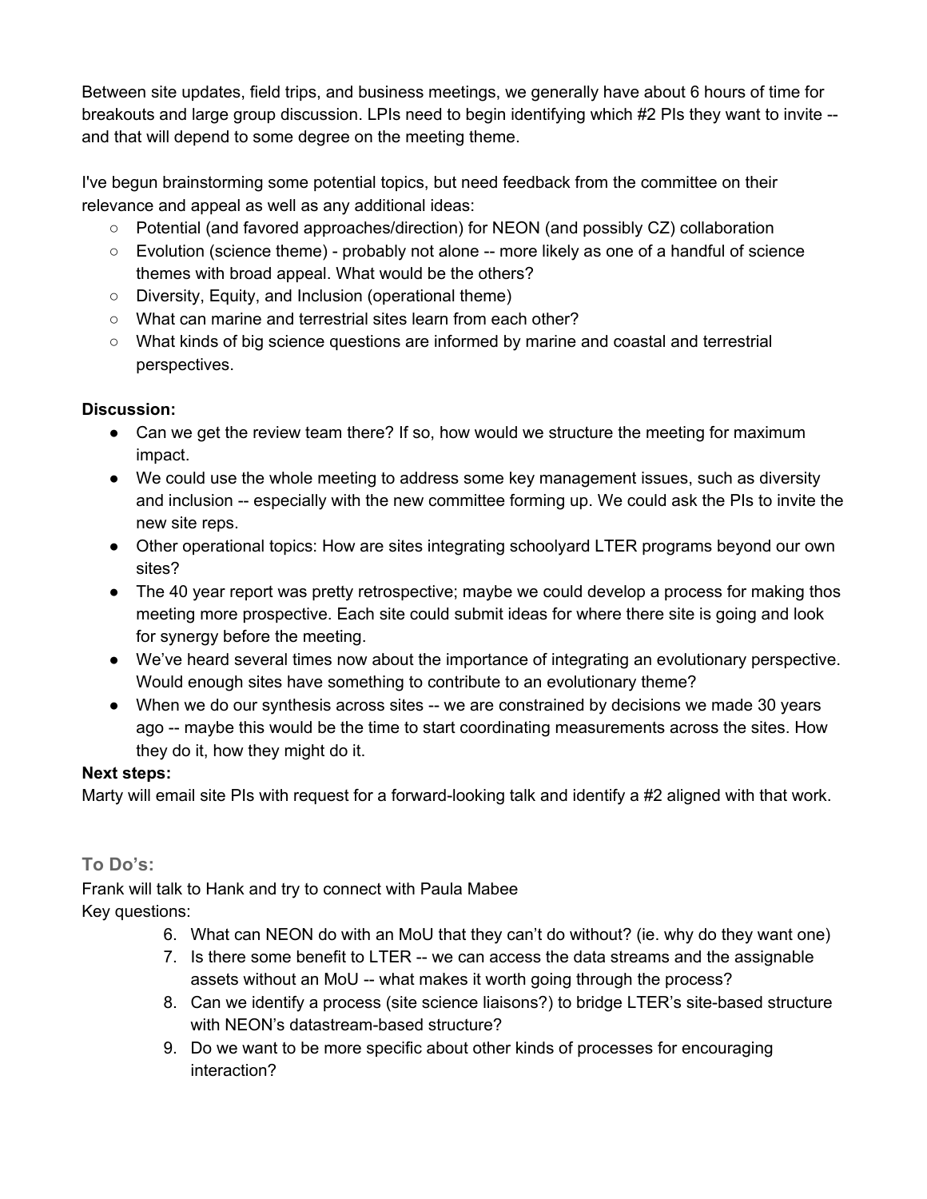Between site updates, field trips, and business meetings, we generally have about 6 hours of time for breakouts and large group discussion. LPIs need to begin identifying which #2 PIs they want to invite -- and that will depend to some degree on the meeting theme.

I've begun brainstorming some potential topics, but need feedback from the committee on their relevance and appeal as well as any additional ideas:

- Potential (and favored approaches/direction) for NEON (and possibly CZ) collaboration
- Evolution (science theme) - probably not alone -- more likely as one of a handful of science themes with broad appeal. What would be the others?
- Diversity, Equity, and Inclusion (operational theme)
- What can marine and terrestrial sites learn from each other?
- What kinds of big science questions are informed by marine and coastal and terrestrial perspectives.

**Discussion:**

- Can we get the review team there? If so, how would we structure the meeting for maximum impact.
- We could use the whole meeting to address some key management issues, such as diversity and inclusion -- especially with the new committee forming up. We could ask the PIs to invite the new site reps.
- Other operational topics: How are sites integrating schoolyard LTER programs beyond our own sites?
- The 40 year report was pretty retrospective; maybe we could develop a process for making thos meeting more prospective. Each site could submit ideas for where there site is going and look for synergy before the meeting.
- We've heard several times now about the importance of integrating an evolutionary perspective. Would enough sites have something to contribute to an evolutionary theme?
- When we do our synthesis across sites -- we are constrained by decisions we made 30 years ago -- maybe this would be the time to start coordinating measurements across the sites. How they do it, how they might do it.

**Next steps:**

Marty will email site PIs with request for a forward-looking talk and identify a #2 aligned with that work.

### To Do's:

Frank will talk to Hank and try to connect with Paula Mabee

Key questions:

6. What can NEON do with an MoU that they can't do without? (ie. why do they want one)
7. Is there some benefit to LTER -- we can access the data streams and the assignable assets without an MoU -- what makes it worth going through the process?
8. Can we identify a process (site science liaisons?) to bridge LTER's site-based structure with NEON's datastream-based structure?
9. Do we want to be more specific about other kinds of processes for encouraging interaction?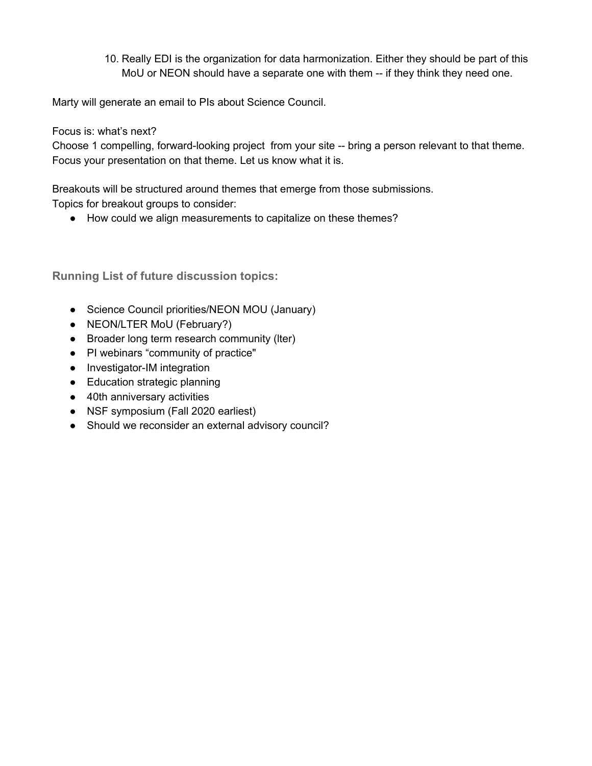10. Really EDI is the organization for data harmonization. Either they should be part of this MoU or NEON should have a separate one with them -- if they think they need one.

Marty will generate an email to PIs about Science Council.

Focus is: what's next?
Choose 1 compelling, forward-looking project  from your site -- bring a person relevant to that theme. Focus your presentation on that theme. Let us know what it is.

Breakouts will be structured around themes that emerge from those submissions.
Topics for breakout groups to consider:

- How could we align measurements to capitalize on these themes?

### Running List of future discussion topics:

- Science Council priorities/NEON MOU (January)
- NEON/LTER MoU (February?)
- Broader long term research community (lter)
- PI webinars "community of practice"
- Investigator-IM integration
- Education strategic planning
- 40th anniversary activities
- NSF symposium (Fall 2020 earliest)
- Should we reconsider an external advisory council?